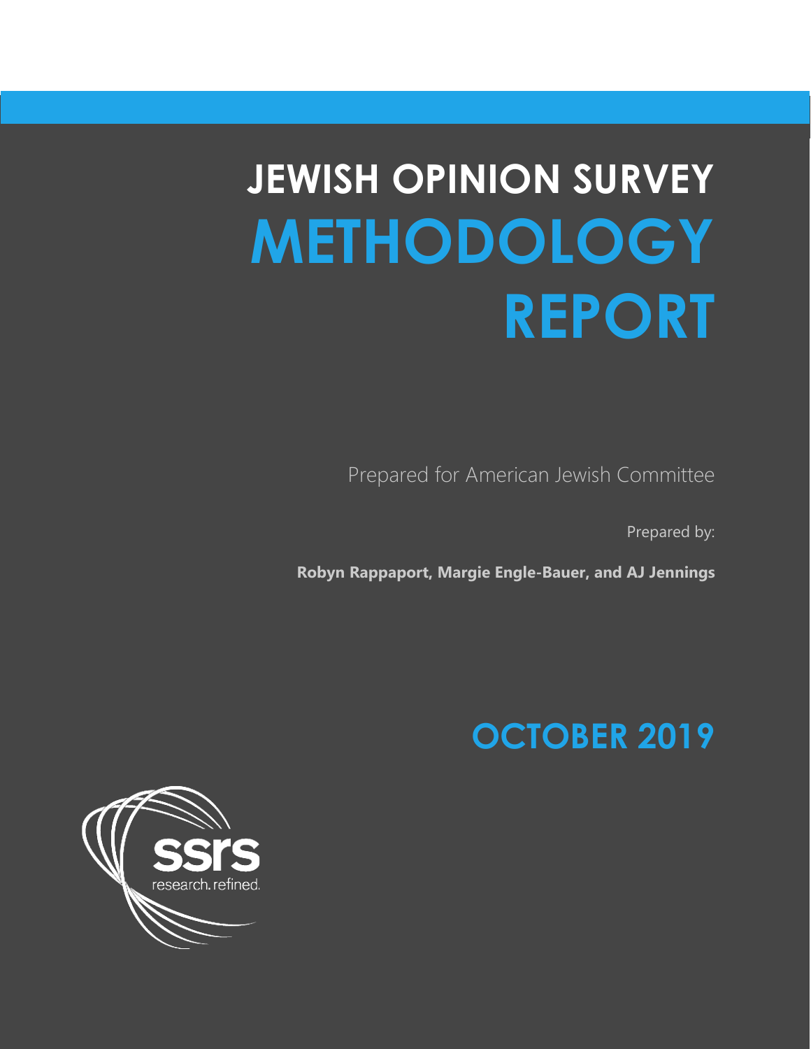# JEWISH OPINION SURVEY

# METHODOLOGY REPORT

Prepared for American Jewish Committee

Prepared by:

**Robyn Rappaport, Margie Engle-Bauer, and AJ Jennings**

## OCTOBER 2019

ssrs

research. refined.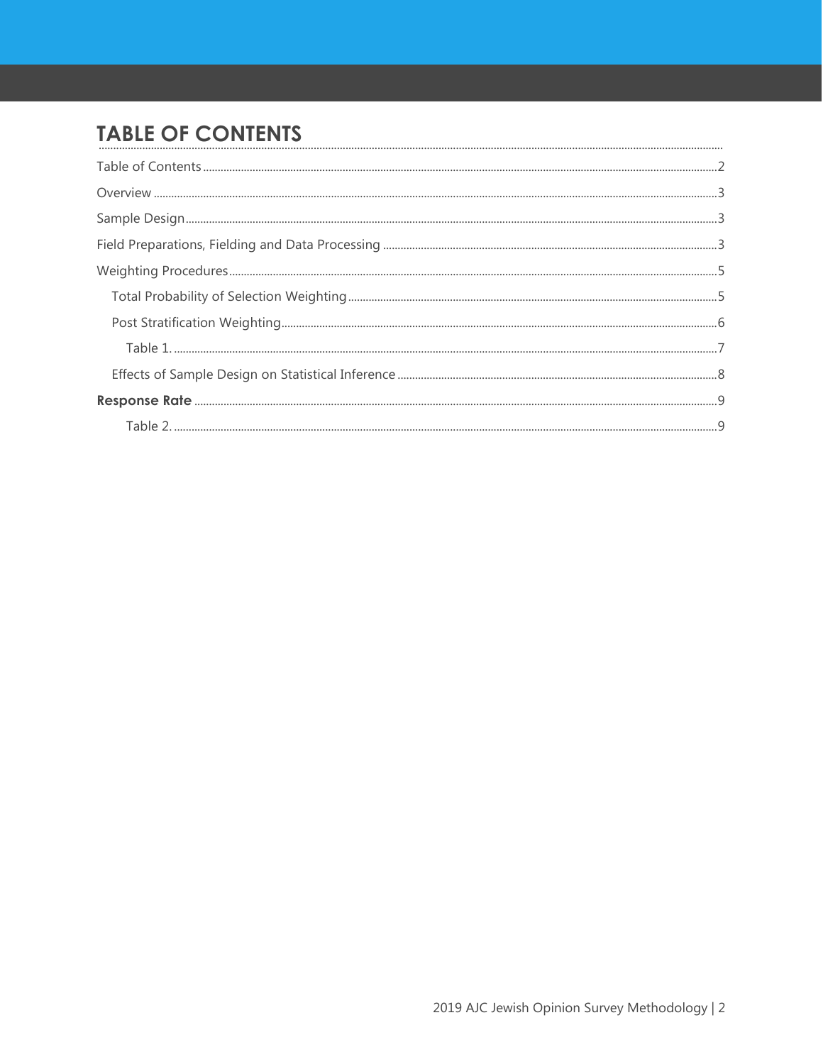# TABLE OF CONTENTS

Table of Contents ........................................ 2

Overview ........................................ 3

Sample Design ........................................ 3

Field Preparations, Fielding and Data Processing ........................................ 3

Weighting Procedures ........................................ 5

- Total Probability of Selection Weighting ........................................ 5
- Post Stratification Weighting ........................................ 6
  - Table 1. ........................................ 7
- Effects of Sample Design on Statistical Inference ........................................ 8

**Response Rate** ........................................ 9

- Table 2. ........................................ 9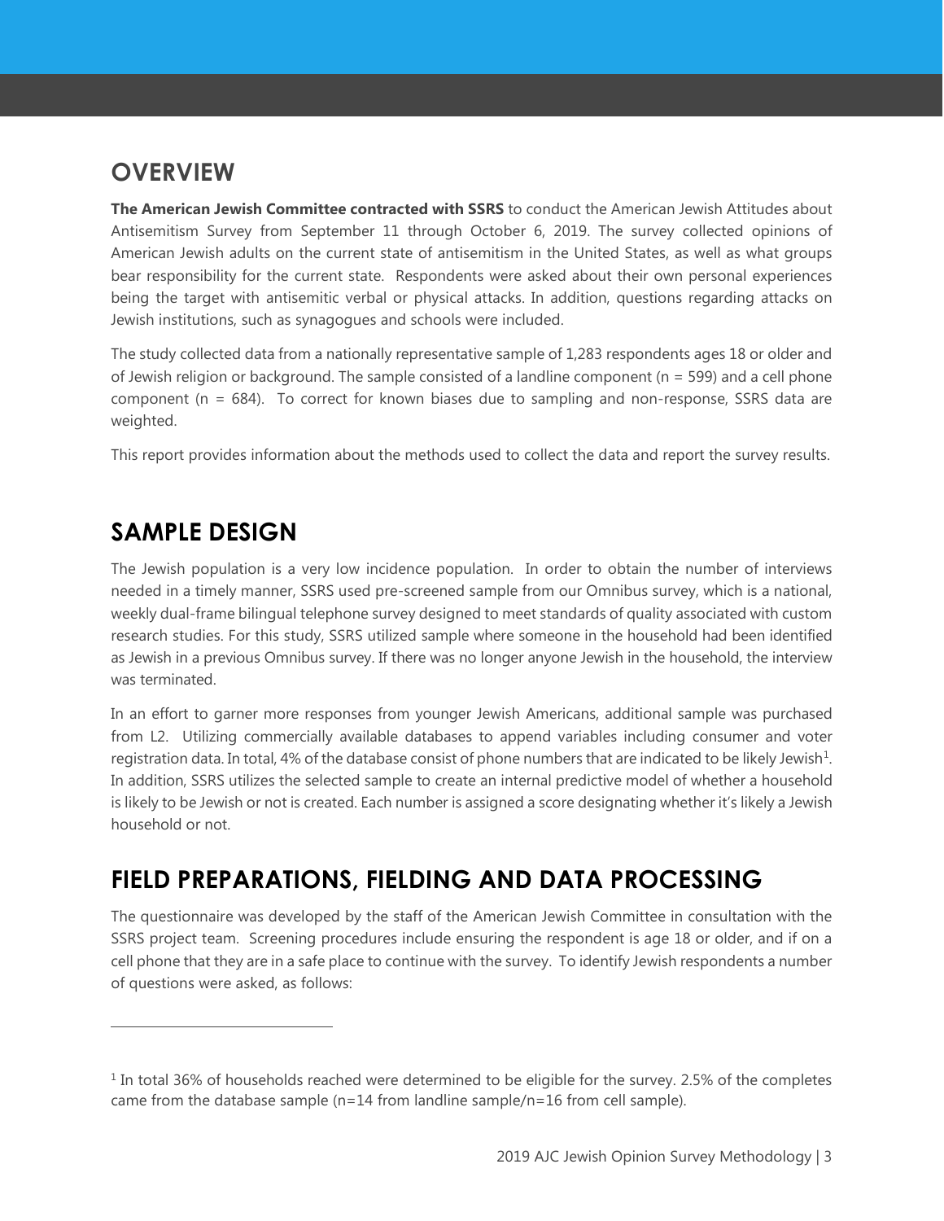## OVERVIEW

**The American Jewish Committee contracted with SSRS** to conduct the American Jewish Attitudes about Antisemitism Survey from September 11 through October 6, 2019. The survey collected opinions of American Jewish adults on the current state of antisemitism in the United States, as well as what groups bear responsibility for the current state. Respondents were asked about their own personal experiences being the target with antisemitic verbal or physical attacks. In addition, questions regarding attacks on Jewish institutions, such as synagogues and schools were included.

The study collected data from a nationally representative sample of 1,283 respondents ages 18 or older and of Jewish religion or background. The sample consisted of a landline component (n = 599) and a cell phone component (n = 684). To correct for known biases due to sampling and non-response, SSRS data are weighted.

This report provides information about the methods used to collect the data and report the survey results.

## SAMPLE DESIGN

The Jewish population is a very low incidence population. In order to obtain the number of interviews needed in a timely manner, SSRS used pre-screened sample from our Omnibus survey, which is a national, weekly dual-frame bilingual telephone survey designed to meet standards of quality associated with custom research studies. For this study, SSRS utilized sample where someone in the household had been identified as Jewish in a previous Omnibus survey. If there was no longer anyone Jewish in the household, the interview was terminated.

In an effort to garner more responses from younger Jewish Americans, additional sample was purchased from L2. Utilizing commercially available databases to append variables including consumer and voter registration data. In total, 4% of the database consist of phone numbers that are indicated to be likely Jewish[1]. In addition, SSRS utilizes the selected sample to create an internal predictive model of whether a household is likely to be Jewish or not is created. Each number is assigned a score designating whether it's likely a Jewish household or not.

## FIELD PREPARATIONS, FIELDING AND DATA PROCESSING

The questionnaire was developed by the staff of the American Jewish Committee in consultation with the SSRS project team. Screening procedures include ensuring the respondent is age 18 or older, and if on a cell phone that they are in a safe place to continue with the survey. To identify Jewish respondents a number of questions were asked, as follows:

---

[1] In total 36% of households reached were determined to be eligible for the survey. 2.5% of the completes came from the database sample (n=14 from landline sample/n=16 from cell sample).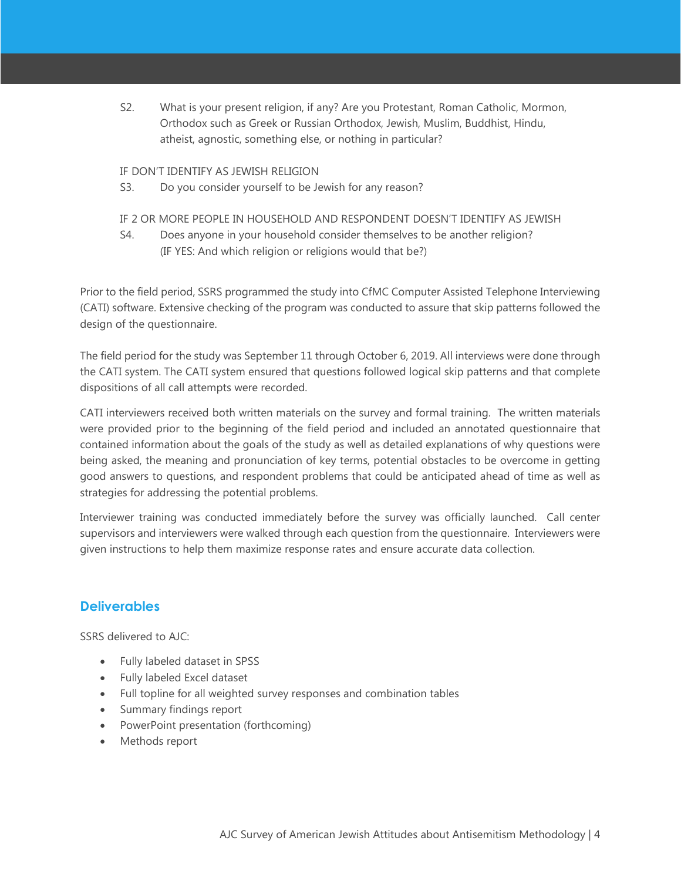S2. What is your present religion, if any? Are you Protestant, Roman Catholic, Mormon, Orthodox such as Greek or Russian Orthodox, Jewish, Muslim, Buddhist, Hindu, atheist, agnostic, something else, or nothing in particular?

IF DON'T IDENTIFY AS JEWISH RELIGION

S3. Do you consider yourself to be Jewish for any reason?

IF 2 OR MORE PEOPLE IN HOUSEHOLD AND RESPONDENT DOESN'T IDENTIFY AS JEWISH

S4. Does anyone in your household consider themselves to be another religion? (IF YES: And which religion or religions would that be?)

Prior to the field period, SSRS programmed the study into CfMC Computer Assisted Telephone Interviewing (CATI) software. Extensive checking of the program was conducted to assure that skip patterns followed the design of the questionnaire.

The field period for the study was September 11 through October 6, 2019. All interviews were done through the CATI system. The CATI system ensured that questions followed logical skip patterns and that complete dispositions of all call attempts were recorded.

CATI interviewers received both written materials on the survey and formal training. The written materials were provided prior to the beginning of the field period and included an annotated questionnaire that contained information about the goals of the study as well as detailed explanations of why questions were being asked, the meaning and pronunciation of key terms, potential obstacles to be overcome in getting good answers to questions, and respondent problems that could be anticipated ahead of time as well as strategies for addressing the potential problems.

Interviewer training was conducted immediately before the survey was officially launched. Call center supervisors and interviewers were walked through each question from the questionnaire. Interviewers were given instructions to help them maximize response rates and ensure accurate data collection.

## Deliverables

SSRS delivered to AJC:

- Fully labeled dataset in SPSS
- Fully labeled Excel dataset
- Full topline for all weighted survey responses and combination tables
- Summary findings report
- PowerPoint presentation (forthcoming)
- Methods report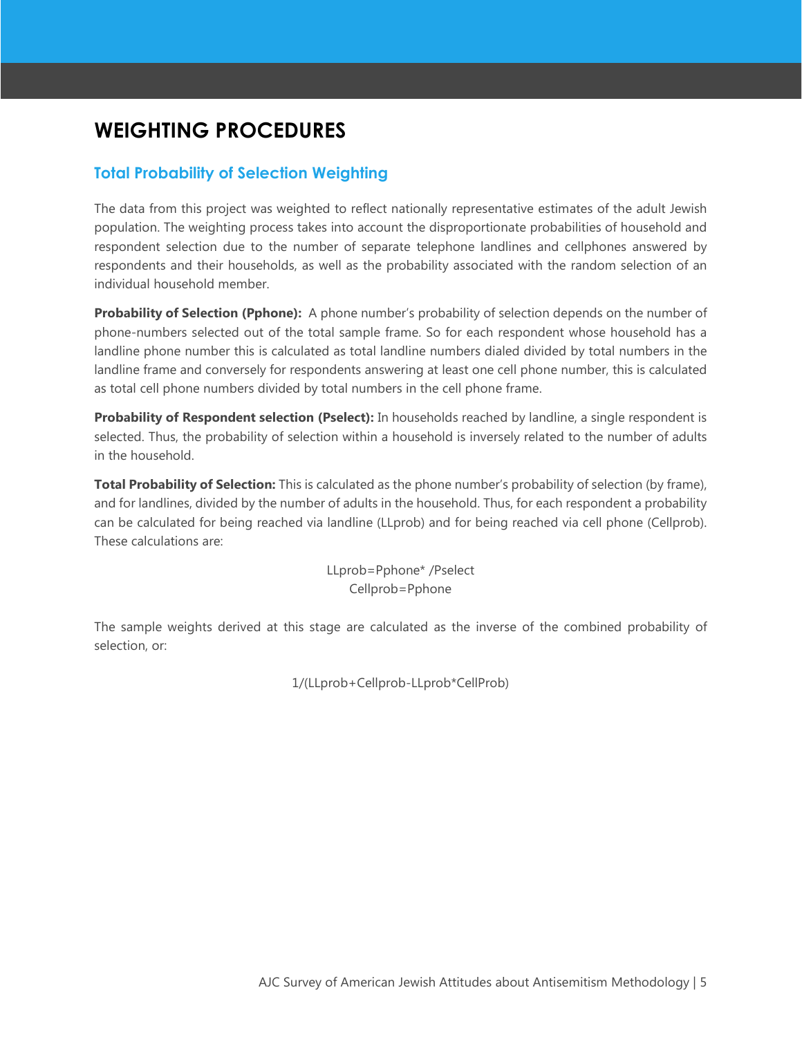# WEIGHTING PROCEDURES

## Total Probability of Selection Weighting

The data from this project was weighted to reflect nationally representative estimates of the adult Jewish population. The weighting process takes into account the disproportionate probabilities of household and respondent selection due to the number of separate telephone landlines and cellphones answered by respondents and their households, as well as the probability associated with the random selection of an individual household member.

**Probability of Selection (Pphone):** A phone number's probability of selection depends on the number of phone-numbers selected out of the total sample frame. So for each respondent whose household has a landline phone number this is calculated as total landline numbers dialed divided by total numbers in the landline frame and conversely for respondents answering at least one cell phone number, this is calculated as total cell phone numbers divided by total numbers in the cell phone frame.

**Probability of Respondent selection (Pselect):** In households reached by landline, a single respondent is selected. Thus, the probability of selection within a household is inversely related to the number of adults in the household.

**Total Probability of Selection:** This is calculated as the phone number's probability of selection (by frame), and for landlines, divided by the number of adults in the household. Thus, for each respondent a probability can be calculated for being reached via landline (LLprob) and for being reached via cell phone (Cellprob). These calculations are:

$$LLprob=Pphone^{*} /Pselect$$
$$Cellprob=Pphone$$

The sample weights derived at this stage are calculated as the inverse of the combined probability of selection, or:

$$1/(LLprob+Cellprob-LLprob*CellProb)$$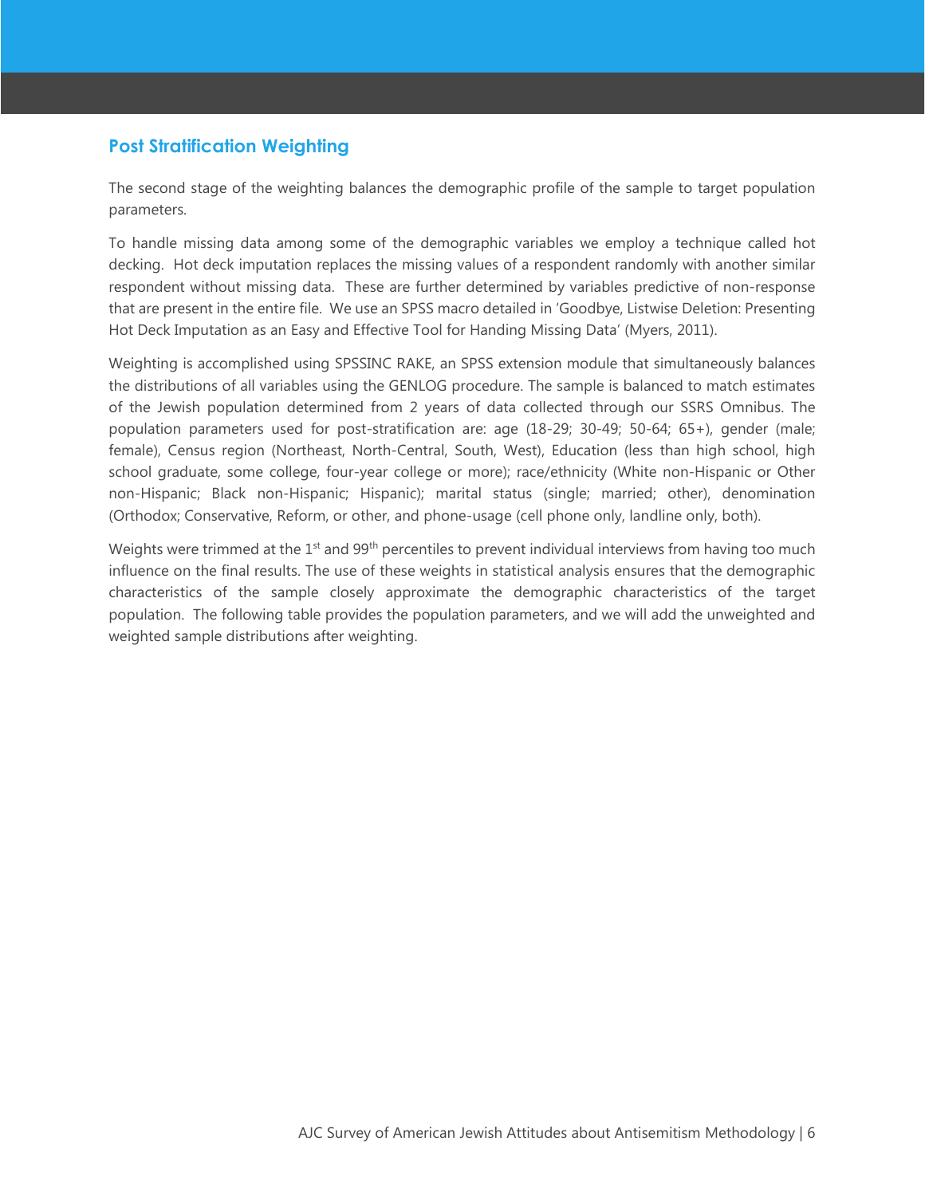## Post Stratification Weighting

The second stage of the weighting balances the demographic profile of the sample to target population parameters.

To handle missing data among some of the demographic variables we employ a technique called hot decking. Hot deck imputation replaces the missing values of a respondent randomly with another similar respondent without missing data. These are further determined by variables predictive of non-response that are present in the entire file. We use an SPSS macro detailed in 'Goodbye, Listwise Deletion: Presenting Hot Deck Imputation as an Easy and Effective Tool for Handing Missing Data' (Myers, 2011).

Weighting is accomplished using SPSSINC RAKE, an SPSS extension module that simultaneously balances the distributions of all variables using the GENLOG procedure. The sample is balanced to match estimates of the Jewish population determined from 2 years of data collected through our SSRS Omnibus. The population parameters used for post-stratification are: age (18-29; 30-49; 50-64; 65+), gender (male; female), Census region (Northeast, North-Central, South, West), Education (less than high school, high school graduate, some college, four-year college or more); race/ethnicity (White non-Hispanic or Other non-Hispanic; Black non-Hispanic; Hispanic); marital status (single; married; other), denomination (Orthodox; Conservative, Reform, or other, and phone-usage (cell phone only, landline only, both).

Weights were trimmed at the 1st and 99th percentiles to prevent individual interviews from having too much influence on the final results. The use of these weights in statistical analysis ensures that the demographic characteristics of the sample closely approximate the demographic characteristics of the target population. The following table provides the population parameters, and we will add the unweighted and weighted sample distributions after weighting.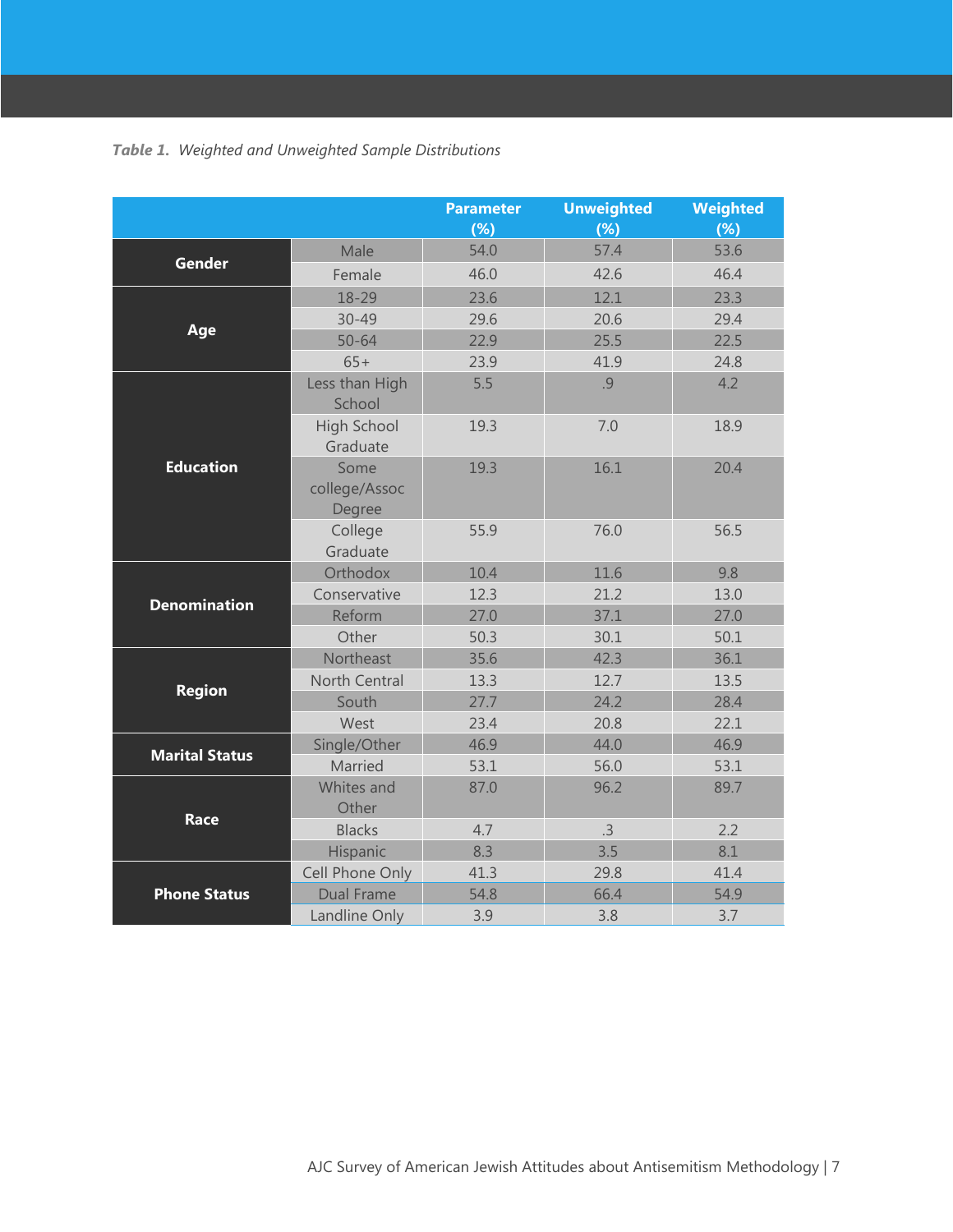*Table 1. Weighted and Unweighted Sample Distributions*

| | | Parameter (%) | Unweighted (%) | Weighted (%) |
|---|---|---|---|---|
| **Gender** | Male | 54.0 | 57.4 | 53.6 |
| | Female | 46.0 | 42.6 | 46.4 |
| **Age** | 18-29 | 23.6 | 12.1 | 23.3 |
| | 30-49 | 29.6 | 20.6 | 29.4 |
| | 50-64 | 22.9 | 25.5 | 22.5 |
| | 65+ | 23.9 | 41.9 | 24.8 |
| **Education** | Less than High School | 5.5 | .9 | 4.2 |
| | High School Graduate | 19.3 | 7.0 | 18.9 |
| | Some college/Assoc Degree | 19.3 | 16.1 | 20.4 |
| | College Graduate | 55.9 | 76.0 | 56.5 |
| **Denomination** | Orthodox | 10.4 | 11.6 | 9.8 |
| | Conservative | 12.3 | 21.2 | 13.0 |
| | Reform | 27.0 | 37.1 | 27.0 |
| | Other | 50.3 | 30.1 | 50.1 |
| **Region** | Northeast | 35.6 | 42.3 | 36.1 |
| | North Central | 13.3 | 12.7 | 13.5 |
| | South | 27.7 | 24.2 | 28.4 |
| | West | 23.4 | 20.8 | 22.1 |
| **Marital Status** | Single/Other | 46.9 | 44.0 | 46.9 |
| | Married | 53.1 | 56.0 | 53.1 |
| **Race** | Whites and Other | 87.0 | 96.2 | 89.7 |
| | Blacks | 4.7 | .3 | 2.2 |
| | Hispanic | 8.3 | 3.5 | 8.1 |
| **Phone Status** | Cell Phone Only | 41.3 | 29.8 | 41.4 |
| | Dual Frame | 54.8 | 66.4 | 54.9 |
| | Landline Only | 3.9 | 3.8 | 3.7 |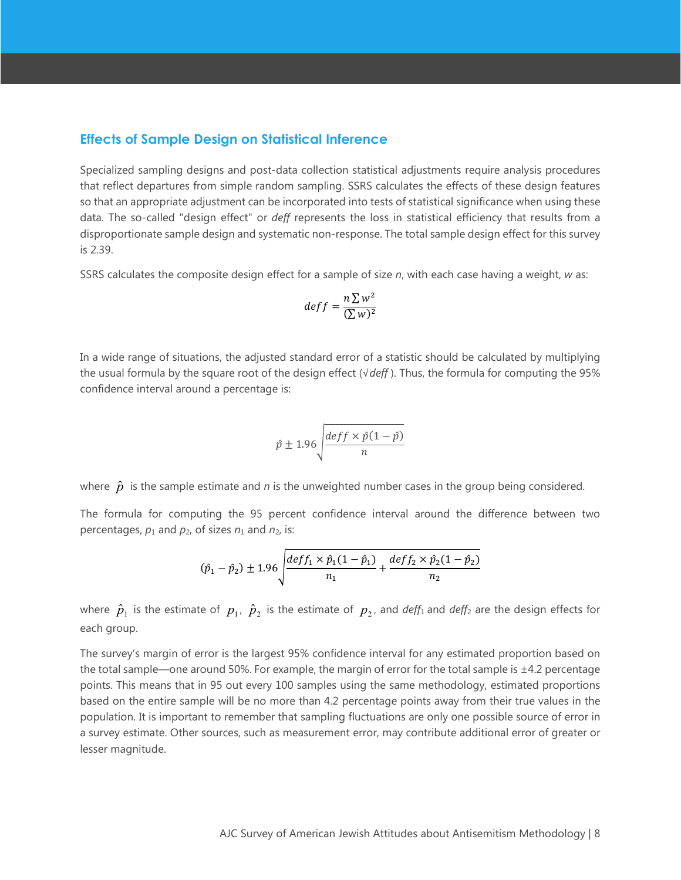## Effects of Sample Design on Statistical Inference

Specialized sampling designs and post-data collection statistical adjustments require analysis procedures that reflect departures from simple random sampling. SSRS calculates the effects of these design features so that an appropriate adjustment can be incorporated into tests of statistical significance when using these data. The so-called "design effect" or *deff* represents the loss in statistical efficiency that results from a disproportionate sample design and systematic non-response. The total sample design effect for this survey is 2.39.

SSRS calculates the composite design effect for a sample of size *n*, with each case having a weight, *w* as:

$$deff = \frac{n \sum w^2}{(\sum w)^2}$$

In a wide range of situations, the adjusted standard error of a statistic should be calculated by multiplying the usual formula by the square root of the design effect ($\sqrt{deff}$). Thus, the formula for computing the 95% confidence interval around a percentage is:

$$\hat{p} \pm 1.96 \sqrt{\frac{deff \times \hat{p}(1-\hat{p})}{n}}$$

where $\hat{p}$ is the sample estimate and *n* is the unweighted number cases in the group being considered.

The formula for computing the 95 percent confidence interval around the difference between two percentages, $p_1$ and $p_2$, of sizes $n_1$ and $n_2$, is:

$$(\hat{p}_1 - \hat{p}_2) \pm 1.96 \sqrt{\frac{deff_1 \times \hat{p}_1(1-\hat{p}_1)}{n_1} + \frac{deff_2 \times \hat{p}_2(1-\hat{p}_2)}{n_2}}$$

where $\hat{p}_1$ is the estimate of $p_1$, $\hat{p}_2$ is the estimate of $p_2$, and $deff_1$ and $deff_2$ are the design effects for each group.

The survey's margin of error is the largest 95% confidence interval for any estimated proportion based on the total sample—one around 50%. For example, the margin of error for the total sample is ±4.2 percentage points. This means that in 95 out every 100 samples using the same methodology, estimated proportions based on the entire sample will be no more than 4.2 percentage points away from their true values in the population. It is important to remember that sampling fluctuations are only one possible source of error in a survey estimate. Other sources, such as measurement error, may contribute additional error of greater or lesser magnitude.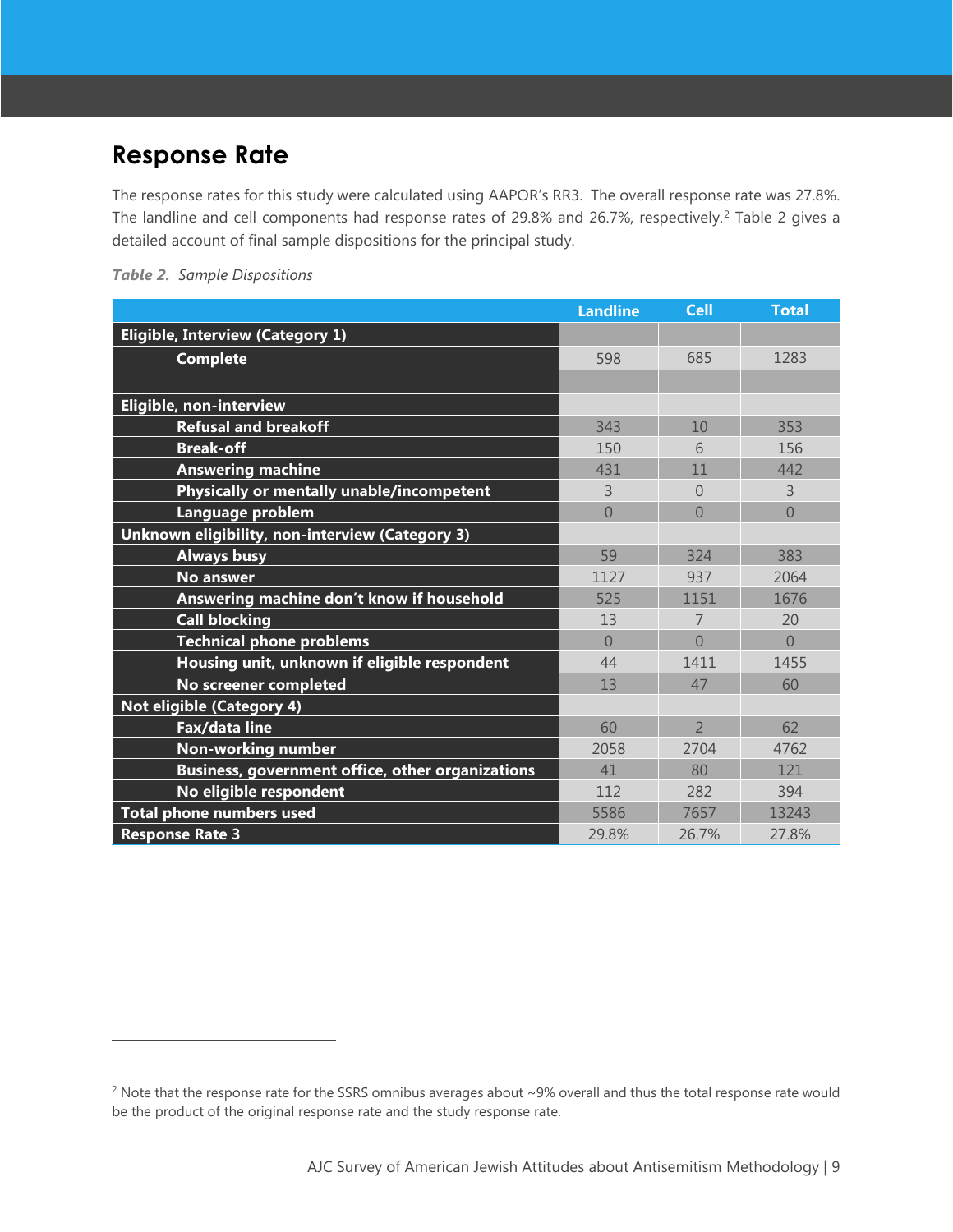## Response Rate

The response rates for this study were calculated using AAPOR's RR3. The overall response rate was 27.8%. The landline and cell components had response rates of 29.8% and 26.7%, respectively.[2] Table 2 gives a detailed account of final sample dispositions for the principal study.

*Table 2. Sample Dispositions*

| | Landline | Cell | Total |
|---|---|---|---|
| **Eligible, Interview (Category 1)** | | | |
| **Complete** | 598 | 685 | 1283 |
| | | | |
| **Eligible, non-interview** | | | |
| **Refusal and breakoff** | 343 | 10 | 353 |
| **Break-off** | 150 | 6 | 156 |
| **Answering machine** | 431 | 11 | 442 |
| **Physically or mentally unable/incompetent** | 3 | 0 | 3 |
| **Language problem** | 0 | 0 | 0 |
| **Unknown eligibility, non-interview (Category 3)** | | | |
| **Always busy** | 59 | 324 | 383 |
| **No answer** | 1127 | 937 | 2064 |
| **Answering machine don't know if household** | 525 | 1151 | 1676 |
| **Call blocking** | 13 | 7 | 20 |
| **Technical phone problems** | 0 | 0 | 0 |
| **Housing unit, unknown if eligible respondent** | 44 | 1411 | 1455 |
| **No screener completed** | 13 | 47 | 60 |
| **Not eligible (Category 4)** | | | |
| **Fax/data line** | 60 | 2 | 62 |
| **Non-working number** | 2058 | 2704 | 4762 |
| **Business, government office, other organizations** | 41 | 80 | 121 |
| **No eligible respondent** | 112 | 282 | 394 |
| **Total phone numbers used** | 5586 | 7657 | 13243 |
| **Response Rate 3** | 29.8% | 26.7% | 27.8% |

[2] Note that the response rate for the SSRS omnibus averages about ~9% overall and thus the total response rate would be the product of the original response rate and the study response rate.